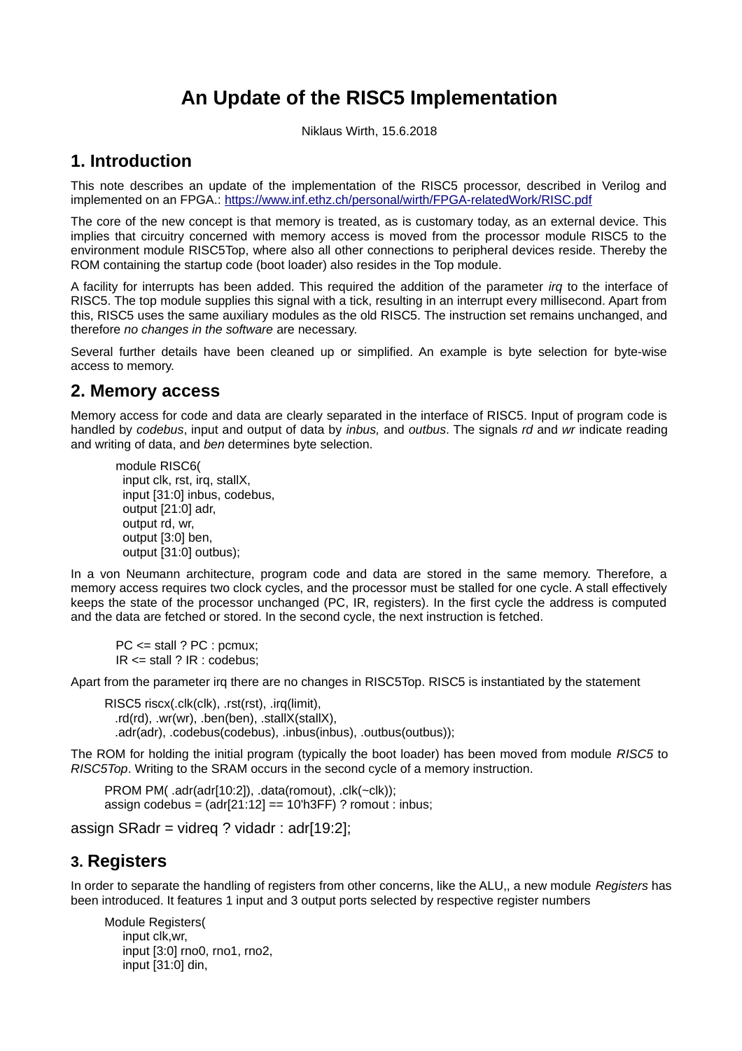# An Update of the RISC5 Implementation

Niklaus Wirth, 15.6.2018

## 1. Introduction

This note describes an update of the implementation of the RISC5 processor, described in Verilog and implemented on an FPGA.: https://www.inf.ethz.ch/personal/wirth/FPGA-relatedWork/RISC.pdf

The core of the new concept is that memory is treated, as is customary today, as an external device. This implies that circuitry concerned with memory access is moved from the processor module RISC5 to the environment module RISC5Top, where also all other connections to peripheral devices reside. Thereby the ROM containing the startup code (boot loader) also resides in the Top module.

A facility for interrupts has been added. This required the addition of the parameter *irq* to the interface of RISC5. The top module supplies this signal with a tick, resulting in an interrupt every millisecond. Apart from this, RISC5 uses the same auxiliary modules as the old RISC5. The instruction set remains unchanged, and therefore *no changes in the software* are necessary.

Several further details have been cleaned up or simplified. An example is byte selection for byte-wise access to memory.

## 2. Memory access

Memory access for code and data are clearly separated in the interface of RISC5. Input of program code is handled by *codebus*, input and output of data by *inbus,* and *outbus*. The signals *rd* and *wr* indicate reading and writing of data, and *ben* determines byte selection.

```
module RISC6(
  input clk, rst, irq, stallX,
  input [31:0] inbus, codebus,
  output [21:0] adr,
  output rd, wr,
  output [3:0] ben,
  output [31:0] outbus);
```

In a von Neumann architecture, program code and data are stored in the same memory. Therefore, a memory access requires two clock cycles, and the processor must be stalled for one cycle. A stall effectively keeps the state of the processor unchanged (PC, IR, registers). In the first cycle the address is computed and the data are fetched or stored. In the second cycle, the next instruction is fetched.

```
PC <= stall ? PC : pcmux;
IR <= stall ? IR : codebus;
```

Apart from the parameter irq there are no changes in RISC5Top. RISC5 is instantiated by the statement

```
RISC5 riscx(.clk(clk), .rst(rst), .irq(limit),
  .rd(rd), .wr(wr), .ben(ben), .stallX(stallX),
  .adr(adr), .codebus(codebus), .inbus(inbus), .outbus(outbus));
```

The ROM for holding the initial program (typically the boot loader) has been moved from module *RISC5* to *RISC5Top*. Writing to the SRAM occurs in the second cycle of a memory instruction.

```
PROM PM( .adr(adr[10:2]), .data(romout), .clk(~clk));
assign codebus = (adr[21:12] == 10'h3FF) ? romout : inbus;
```

```
assign SRadr = vidreq ? vidadr : adr[19:2];
```

## 3. Registers

In order to separate the handling of registers from other concerns, like the ALU,, a new module *Registers* has been introduced. It features 1 input and 3 output ports selected by respective register numbers

```
Module Registers(
    input clk,wr,
    input [3:0] rno0, rno1, rno2,
    input [31:0] din,
```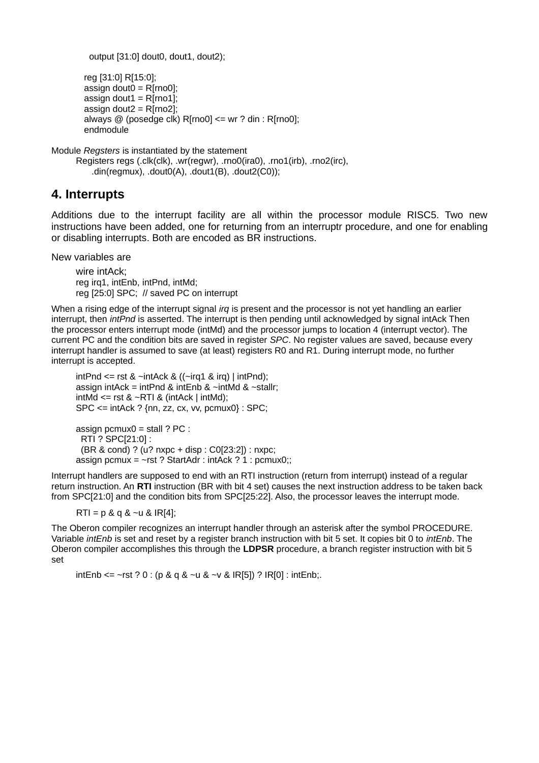```
  output [31:0] dout0, dout1, dout2);

 reg [31:0] R[15:0];
 assign dout0 = R[rno0];
 assign dout1 = R[rno1];
 assign dout2 = R[rno2];
 always @ (posedge clk) R[rno0] <= wr ? din : R[rno0];
 endmodule
```

Module *Regsters* is instantiated by the statement

```
Registers regs (.clk(clk), .wr(regwr), .rno0(ira0), .rno1(irb), .rno2(irc),
    .din(regmux), .dout0(A), .dout1(B), .dout2(C0));
```

## 4. Interrupts

Additions due to the interrupt facility are all within the processor module RISC5. Two new instructions have been added, one for returning from an interruptr procedure, and one for enabling or disabling interrupts. Both are encoded as BR instructions.

New variables are

```
wire intAck;
reg irq1, intEnb, intPnd, intMd;
reg [25:0] SPC;  // saved PC on interrupt
```

When a rising edge of the interrupt signal *irq* is present and the processor is not yet handling an earlier interrupt, then *intPnd* is asserted. The interrupt is then pending until acknowledged by signal intAck Then the processor enters interrupt mode (intMd) and the processor jumps to location 4 (interrupt vector). The current PC and the condition bits are saved in register *SPC*. No register values are saved, because every interrupt handler is assumed to save (at least) registers R0 and R1. During interrupt mode, no further interrupt is accepted.

```
intPnd <= rst & ~intAck & ((~irq1 & irq) | intPnd);
assign intAck = intPnd & intEnb & ~intMd & ~stallr;
intMd <= rst & ~RTI & (intAck | intMd);
SPC <= intAck ? {nn, zz, cx, vv, pcmux0} : SPC;

assign pcmux0 = stall ? PC :
  RTI ? SPC[21:0] :
  (BR & cond) ? (u? nxpc + disp : C0[23:2]) : nxpc;
assign pcmux = ~rst ? StartAdr : intAck ? 1 : pcmux0;;
```

Interrupt handlers are supposed to end with an RTI instruction (return from interrupt) instead of a regular return instruction. An **RTI** instruction (BR with bit 4 set) causes the next instruction address to be taken back from SPC[21:0] and the condition bits from SPC[25:22]. Also, the processor leaves the interrupt mode.

```
RTI = p & q & ~u & IR[4];
```

The Oberon compiler recognizes an interrupt handler through an asterisk after the symbol PROCEDURE. Variable *intEnb* is set and reset by a register branch instruction with bit 5 set. It copies bit 0 to *intEnb*. The Oberon compiler accomplishes this through the **LDPSR** procedure, a branch register instruction with bit 5 set

```
intEnb <= ~rst ? 0 : (p & q & ~u & ~v & IR[5]) ? IR[0] : intEnb;.
```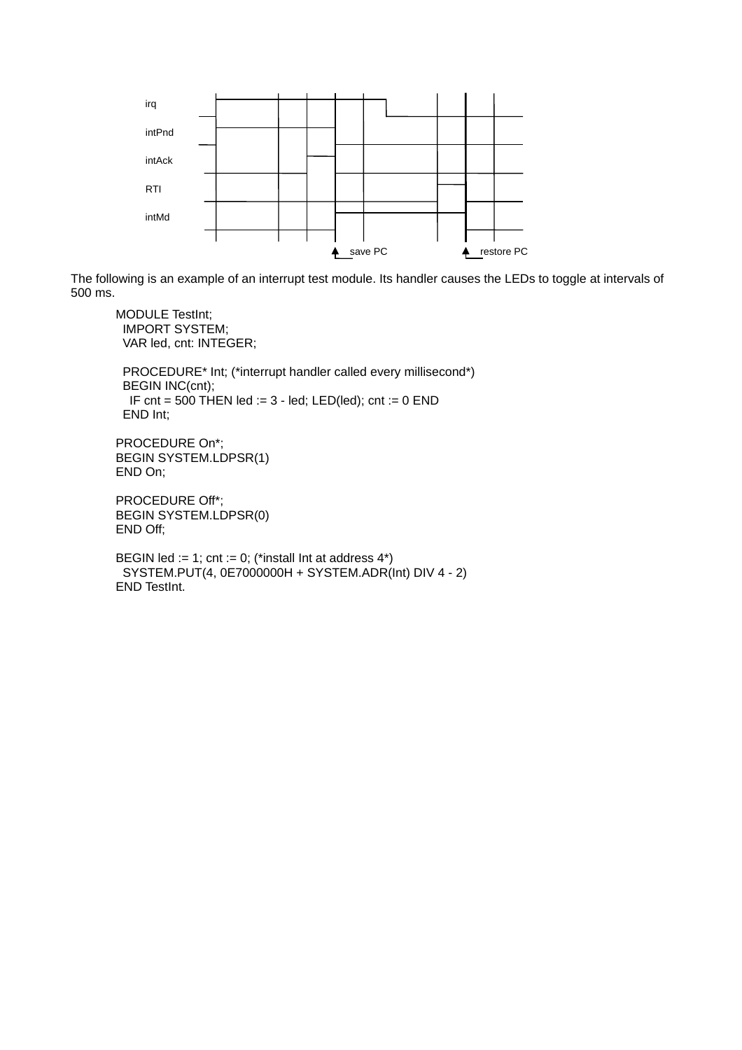irq

intPnd

intAck

RTI

intMd

save PC

restore PC

The following is an example of an interrupt test module. Its handler causes the LEDs to toggle at intervals of 500 ms.

```
MODULE TestInt;
  IMPORT SYSTEM;
  VAR led, cnt: INTEGER;

  PROCEDURE* Int; (*interrupt handler called every millisecond*)
  BEGIN INC(cnt);
    IF cnt = 500 THEN led := 3 - led; LED(led); cnt := 0 END
  END Int;

PROCEDURE On*;
BEGIN SYSTEM.LDPSR(1)
END On;

PROCEDURE Off*;
BEGIN SYSTEM.LDPSR(0)
END Off;

BEGIN led := 1; cnt := 0; (*install Int at address 4*)
  SYSTEM.PUT(4, 0E7000000H + SYSTEM.ADR(Int) DIV 4 - 2)
END TestInt.
```